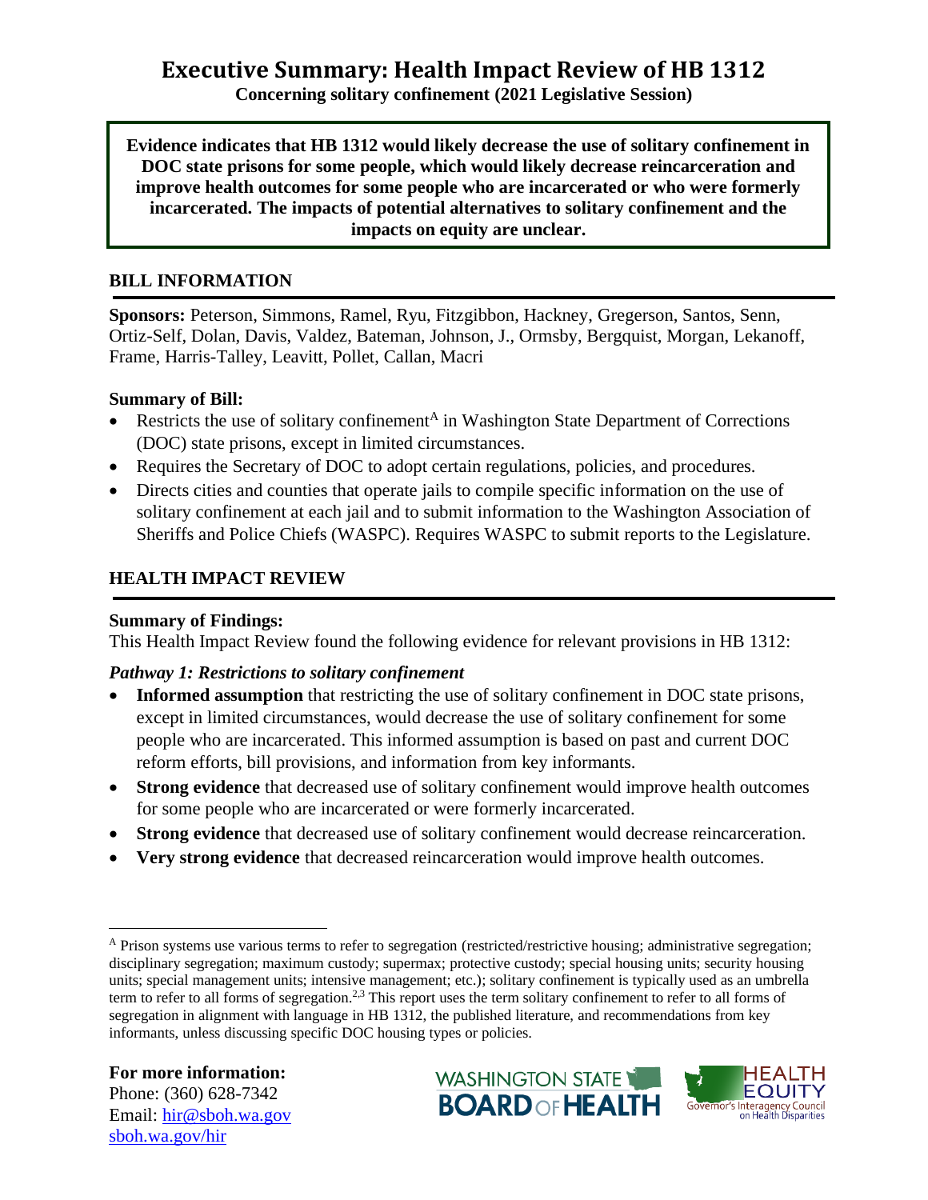# Executive Summary: Health Impact Review of HB 1312

**Concerning solitary confinement (2021 Legislative Session)**

**Evidence indicates that HB 1312 would likely decrease the use of solitary confinement in DOC state prisons for some people, which would likely decrease reincarceration and improve health outcomes for some people who are incarcerated or who were formerly incarcerated. The impacts of potential alternatives to solitary confinement and the impacts on equity are unclear.**

## BILL INFORMATION

**Sponsors:** Peterson, Simmons, Ramel, Ryu, Fitzgibbon, Hackney, Gregerson, Santos, Senn, Ortiz-Self, Dolan, Davis, Valdez, Bateman, Johnson, J., Ormsby, Bergquist, Morgan, Lekanoff, Frame, Harris-Talley, Leavitt, Pollet, Callan, Macri

### Summary of Bill:

- Restricts the use of solitary confinement[A] in Washington State Department of Corrections (DOC) state prisons, except in limited circumstances.
- Requires the Secretary of DOC to adopt certain regulations, policies, and procedures.
- Directs cities and counties that operate jails to compile specific information on the use of solitary confinement at each jail and to submit information to the Washington Association of Sheriffs and Police Chiefs (WASPC). Requires WASPC to submit reports to the Legislature.

## HEALTH IMPACT REVIEW

### Summary of Findings:

This Health Impact Review found the following evidence for relevant provisions in HB 1312:

*Pathway 1: Restrictions to solitary confinement*

- **Informed assumption** that restricting the use of solitary confinement in DOC state prisons, except in limited circumstances, would decrease the use of solitary confinement for some people who are incarcerated. This informed assumption is based on past and current DOC reform efforts, bill provisions, and information from key informants.
- **Strong evidence** that decreased use of solitary confinement would improve health outcomes for some people who are incarcerated or were formerly incarcerated.
- **Strong evidence** that decreased use of solitary confinement would decrease reincarceration.
- **Very strong evidence** that decreased reincarceration would improve health outcomes.

---

[A] Prison systems use various terms to refer to segregation (restricted/restrictive housing; administrative segregation; disciplinary segregation; maximum custody; supermax; protective custody; special housing units; security housing units; special management units; intensive management; etc.); solitary confinement is typically used as an umbrella term to refer to all forms of segregation.[2,3] This report uses the term solitary confinement to refer to all forms of segregation in alignment with language in HB 1312, the published literature, and recommendations from key informants, unless discussing specific DOC housing types or policies.

**For more information:**
Phone: (360) 628-7342
Email: hir@sboh.wa.gov
sboh.wa.gov/hir

WASHINGTON STATE BOARD OF HEALTH

HEALTH EQUITY Governor's Interagency Council on Health Disparities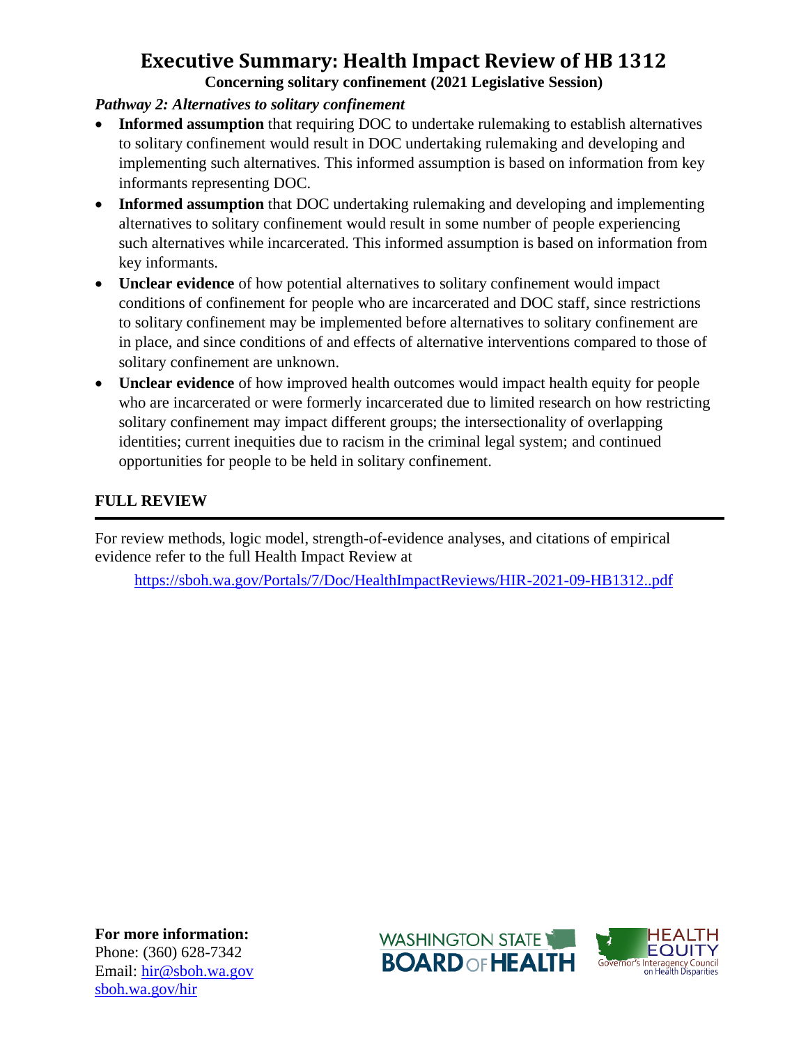# Executive Summary: Health Impact Review of HB 1312

**Concerning solitary confinement (2021 Legislative Session)**

*Pathway 2: Alternatives to solitary confinement*

- **Informed assumption** that requiring DOC to undertake rulemaking to establish alternatives to solitary confinement would result in DOC undertaking rulemaking and developing and implementing such alternatives. This informed assumption is based on information from key informants representing DOC.
- **Informed assumption** that DOC undertaking rulemaking and developing and implementing alternatives to solitary confinement would result in some number of people experiencing such alternatives while incarcerated. This informed assumption is based on information from key informants.
- **Unclear evidence** of how potential alternatives to solitary confinement would impact conditions of confinement for people who are incarcerated and DOC staff, since restrictions to solitary confinement may be implemented before alternatives to solitary confinement are in place, and since conditions of and effects of alternative interventions compared to those of solitary confinement are unknown.
- **Unclear evidence** of how improved health outcomes would impact health equity for people who are incarcerated or were formerly incarcerated due to limited research on how restricting solitary confinement may impact different groups; the intersectionality of overlapping identities; current inequities due to racism in the criminal legal system; and continued opportunities for people to be held in solitary confinement.

## FULL REVIEW

For review methods, logic model, strength-of-evidence analyses, and citations of empirical evidence refer to the full Health Impact Review at

https://sboh.wa.gov/Portals/7/Doc/HealthImpactReviews/HIR-2021-09-HB1312..pdf

**For more information:**
Phone: (360) 628-7342
Email: hir@sboh.wa.gov
sboh.wa.gov/hir

WASHINGTON STATE BOARD OF HEALTH

HEALTH EQUITY Governor's Interagency Council on Health Disparities